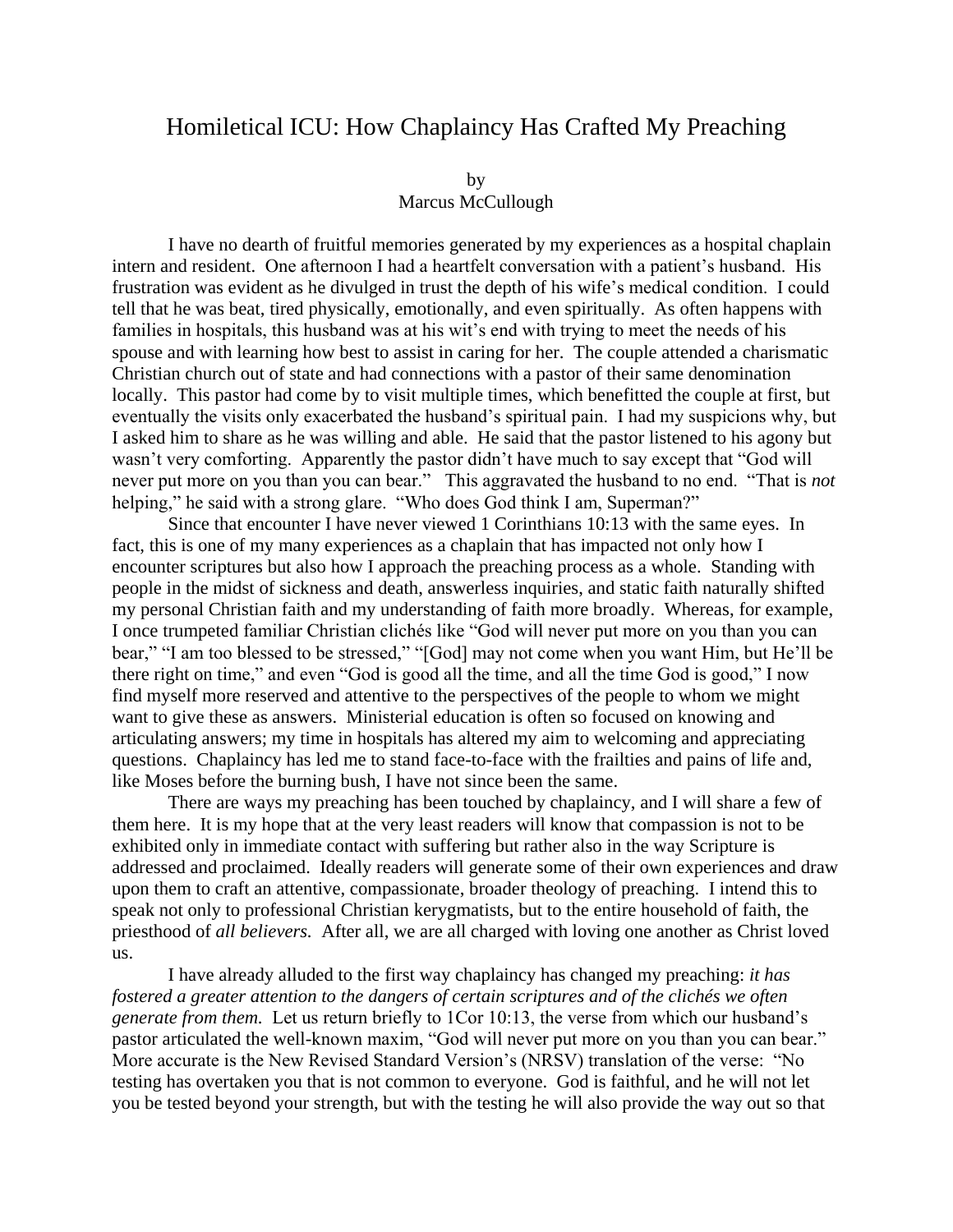# Homiletical ICU: How Chaplaincy Has Crafted My Preaching

by
Marcus McCullough

I have no dearth of fruitful memories generated by my experiences as a hospital chaplain intern and resident. One afternoon I had a heartfelt conversation with a patient's husband. His frustration was evident as he divulged in trust the depth of his wife's medical condition. I could tell that he was beat, tired physically, emotionally, and even spiritually. As often happens with families in hospitals, this husband was at his wit's end with trying to meet the needs of his spouse and with learning how best to assist in caring for her. The couple attended a charismatic Christian church out of state and had connections with a pastor of their same denomination locally. This pastor had come by to visit multiple times, which benefitted the couple at first, but eventually the visits only exacerbated the husband's spiritual pain. I had my suspicions why, but I asked him to share as he was willing and able. He said that the pastor listened to his agony but wasn't very comforting. Apparently the pastor didn't have much to say except that "God will never put more on you than you can bear." This aggravated the husband to no end. "That is *not* helping," he said with a strong glare. "Who does God think I am, Superman?"

Since that encounter I have never viewed 1 Corinthians 10:13 with the same eyes. In fact, this is one of my many experiences as a chaplain that has impacted not only how I encounter scriptures but also how I approach the preaching process as a whole. Standing with people in the midst of sickness and death, answerless inquiries, and static faith naturally shifted my personal Christian faith and my understanding of faith more broadly. Whereas, for example, I once trumpeted familiar Christian clichés like "God will never put more on you than you can bear," "I am too blessed to be stressed," "[God] may not come when you want Him, but He'll be there right on time," and even "God is good all the time, and all the time God is good," I now find myself more reserved and attentive to the perspectives of the people to whom we might want to give these as answers. Ministerial education is often so focused on knowing and articulating answers; my time in hospitals has altered my aim to welcoming and appreciating questions. Chaplaincy has led me to stand face-to-face with the frailties and pains of life and, like Moses before the burning bush, I have not since been the same.

There are ways my preaching has been touched by chaplaincy, and I will share a few of them here. It is my hope that at the very least readers will know that compassion is not to be exhibited only in immediate contact with suffering but rather also in the way Scripture is addressed and proclaimed. Ideally readers will generate some of their own experiences and draw upon them to craft an attentive, compassionate, broader theology of preaching. I intend this to speak not only to professional Christian kerygmatists, but to the entire household of faith, the priesthood of *all believers.* After all, we are all charged with loving one another as Christ loved us.

I have already alluded to the first way chaplaincy has changed my preaching: *it has fostered a greater attention to the dangers of certain scriptures and of the clichés we often generate from them.* Let us return briefly to 1Cor 10:13, the verse from which our husband's pastor articulated the well-known maxim, "God will never put more on you than you can bear." More accurate is the New Revised Standard Version's (NRSV) translation of the verse: "No testing has overtaken you that is not common to everyone. God is faithful, and he will not let you be tested beyond your strength, but with the testing he will also provide the way out so that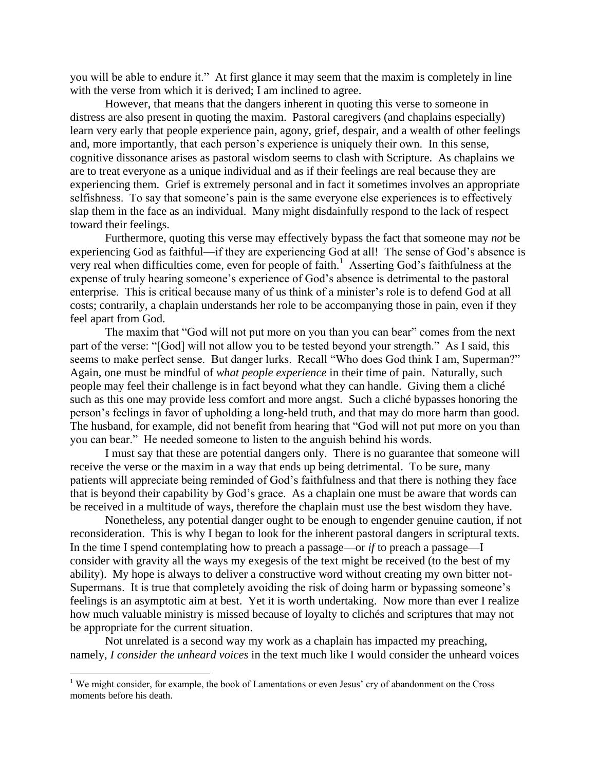you will be able to endure it." At first glance it may seem that the maxim is completely in line with the verse from which it is derived; I am inclined to agree.

However, that means that the dangers inherent in quoting this verse to someone in distress are also present in quoting the maxim. Pastoral caregivers (and chaplains especially) learn very early that people experience pain, agony, grief, despair, and a wealth of other feelings and, more importantly, that each person's experience is uniquely their own. In this sense, cognitive dissonance arises as pastoral wisdom seems to clash with Scripture. As chaplains we are to treat everyone as a unique individual and as if their feelings are real because they are experiencing them. Grief is extremely personal and in fact it sometimes involves an appropriate selfishness. To say that someone's pain is the same everyone else experiences is to effectively slap them in the face as an individual. Many might disdainfully respond to the lack of respect toward their feelings.

Furthermore, quoting this verse may effectively bypass the fact that someone may *not* be experiencing God as faithful—if they are experiencing God at all! The sense of God's absence is very real when difficulties come, even for people of faith.[1] Asserting God's faithfulness at the expense of truly hearing someone's experience of God's absence is detrimental to the pastoral enterprise. This is critical because many of us think of a minister's role is to defend God at all costs; contrarily, a chaplain understands her role to be accompanying those in pain, even if they feel apart from God.

The maxim that "God will not put more on you than you can bear" comes from the next part of the verse: "[God] will not allow you to be tested beyond your strength." As I said, this seems to make perfect sense. But danger lurks. Recall "Who does God think I am, Superman?" Again, one must be mindful of *what people experience* in their time of pain. Naturally, such people may feel their challenge is in fact beyond what they can handle. Giving them a cliché such as this one may provide less comfort and more angst. Such a cliché bypasses honoring the person's feelings in favor of upholding a long-held truth, and that may do more harm than good. The husband, for example, did not benefit from hearing that "God will not put more on you than you can bear." He needed someone to listen to the anguish behind his words.

I must say that these are potential dangers only. There is no guarantee that someone will receive the verse or the maxim in a way that ends up being detrimental. To be sure, many patients will appreciate being reminded of God's faithfulness and that there is nothing they face that is beyond their capability by God's grace. As a chaplain one must be aware that words can be received in a multitude of ways, therefore the chaplain must use the best wisdom they have.

Nonetheless, any potential danger ought to be enough to engender genuine caution, if not reconsideration. This is why I began to look for the inherent pastoral dangers in scriptural texts. In the time I spend contemplating how to preach a passage—or *if* to preach a passage—I consider with gravity all the ways my exegesis of the text might be received (to the best of my ability). My hope is always to deliver a constructive word without creating my own bitter not-Supermans. It is true that completely avoiding the risk of doing harm or bypassing someone's feelings is an asymptotic aim at best. Yet it is worth undertaking. Now more than ever I realize how much valuable ministry is missed because of loyalty to clichés and scriptures that may not be appropriate for the current situation.

Not unrelated is a second way my work as a chaplain has impacted my preaching, namely, *I consider the unheard voices* in the text much like I would consider the unheard voices

[1] We might consider, for example, the book of Lamentations or even Jesus' cry of abandonment on the Cross moments before his death.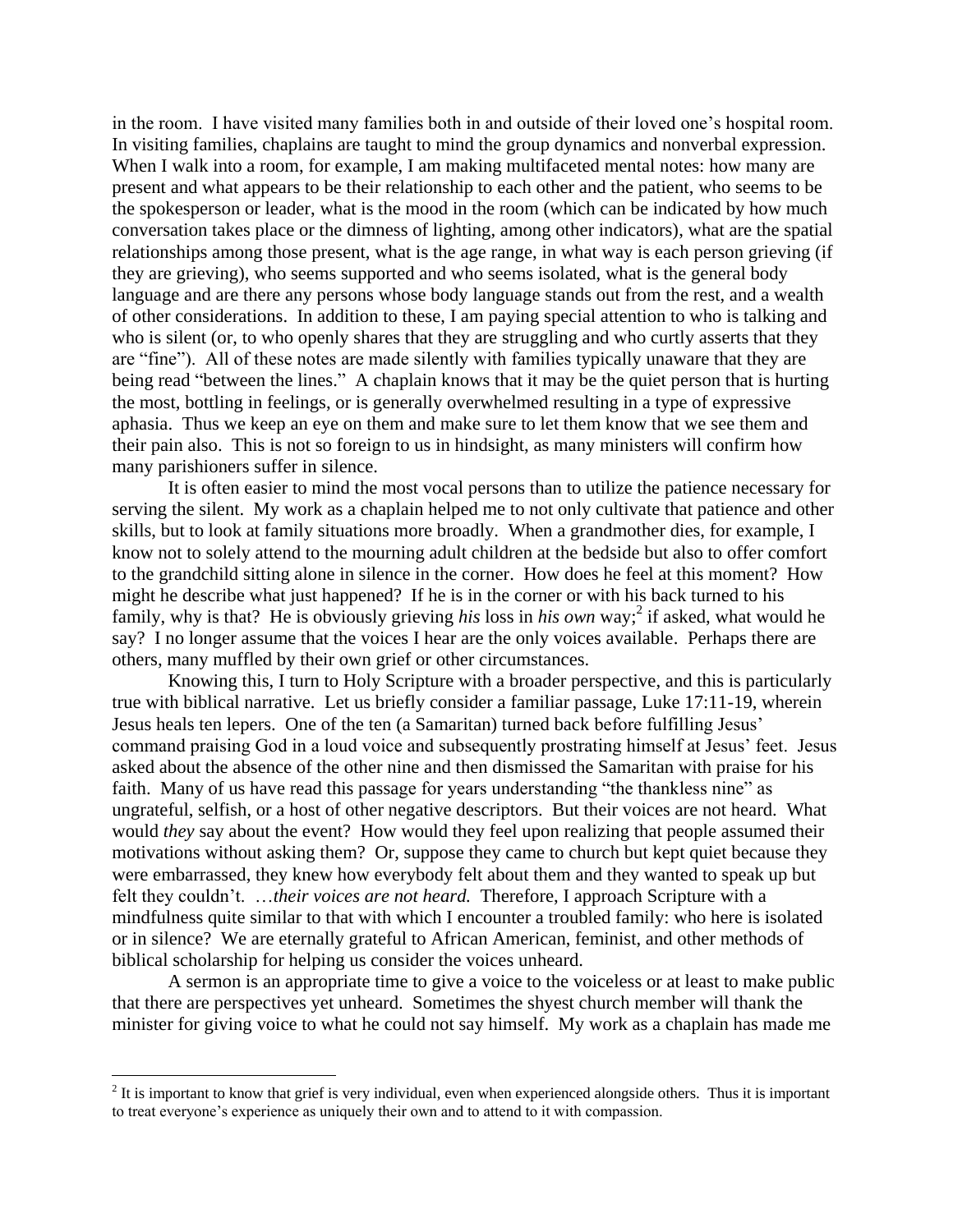in the room. I have visited many families both in and outside of their loved one's hospital room. In visiting families, chaplains are taught to mind the group dynamics and nonverbal expression. When I walk into a room, for example, I am making multifaceted mental notes: how many are present and what appears to be their relationship to each other and the patient, who seems to be the spokesperson or leader, what is the mood in the room (which can be indicated by how much conversation takes place or the dimness of lighting, among other indicators), what are the spatial relationships among those present, what is the age range, in what way is each person grieving (if they are grieving), who seems supported and who seems isolated, what is the general body language and are there any persons whose body language stands out from the rest, and a wealth of other considerations. In addition to these, I am paying special attention to who is talking and who is silent (or, to who openly shares that they are struggling and who curtly asserts that they are "fine"). All of these notes are made silently with families typically unaware that they are being read "between the lines." A chaplain knows that it may be the quiet person that is hurting the most, bottling in feelings, or is generally overwhelmed resulting in a type of expressive aphasia. Thus we keep an eye on them and make sure to let them know that we see them and their pain also. This is not so foreign to us in hindsight, as many ministers will confirm how many parishioners suffer in silence.

It is often easier to mind the most vocal persons than to utilize the patience necessary for serving the silent. My work as a chaplain helped me to not only cultivate that patience and other skills, but to look at family situations more broadly. When a grandmother dies, for example, I know not to solely attend to the mourning adult children at the bedside but also to offer comfort to the grandchild sitting alone in silence in the corner. How does he feel at this moment? How might he describe what just happened? If he is in the corner or with his back turned to his family, why is that? He is obviously grieving *his* loss in *his own* way;[2] if asked, what would he say? I no longer assume that the voices I hear are the only voices available. Perhaps there are others, many muffled by their own grief or other circumstances.

Knowing this, I turn to Holy Scripture with a broader perspective, and this is particularly true with biblical narrative. Let us briefly consider a familiar passage, Luke 17:11-19, wherein Jesus heals ten lepers. One of the ten (a Samaritan) turned back before fulfilling Jesus' command praising God in a loud voice and subsequently prostrating himself at Jesus' feet. Jesus asked about the absence of the other nine and then dismissed the Samaritan with praise for his faith. Many of us have read this passage for years understanding "the thankless nine" as ungrateful, selfish, or a host of other negative descriptors. But their voices are not heard. What would *they* say about the event? How would they feel upon realizing that people assumed their motivations without asking them? Or, suppose they came to church but kept quiet because they were embarrassed, they knew how everybody felt about them and they wanted to speak up but felt they couldn't. …*their voices are not heard.* Therefore, I approach Scripture with a mindfulness quite similar to that with which I encounter a troubled family: who here is isolated or in silence? We are eternally grateful to African American, feminist, and other methods of biblical scholarship for helping us consider the voices unheard.

A sermon is an appropriate time to give a voice to the voiceless or at least to make public that there are perspectives yet unheard. Sometimes the shyest church member will thank the minister for giving voice to what he could not say himself. My work as a chaplain has made me

---

[2] It is important to know that grief is very individual, even when experienced alongside others. Thus it is important to treat everyone's experience as uniquely their own and to attend to it with compassion.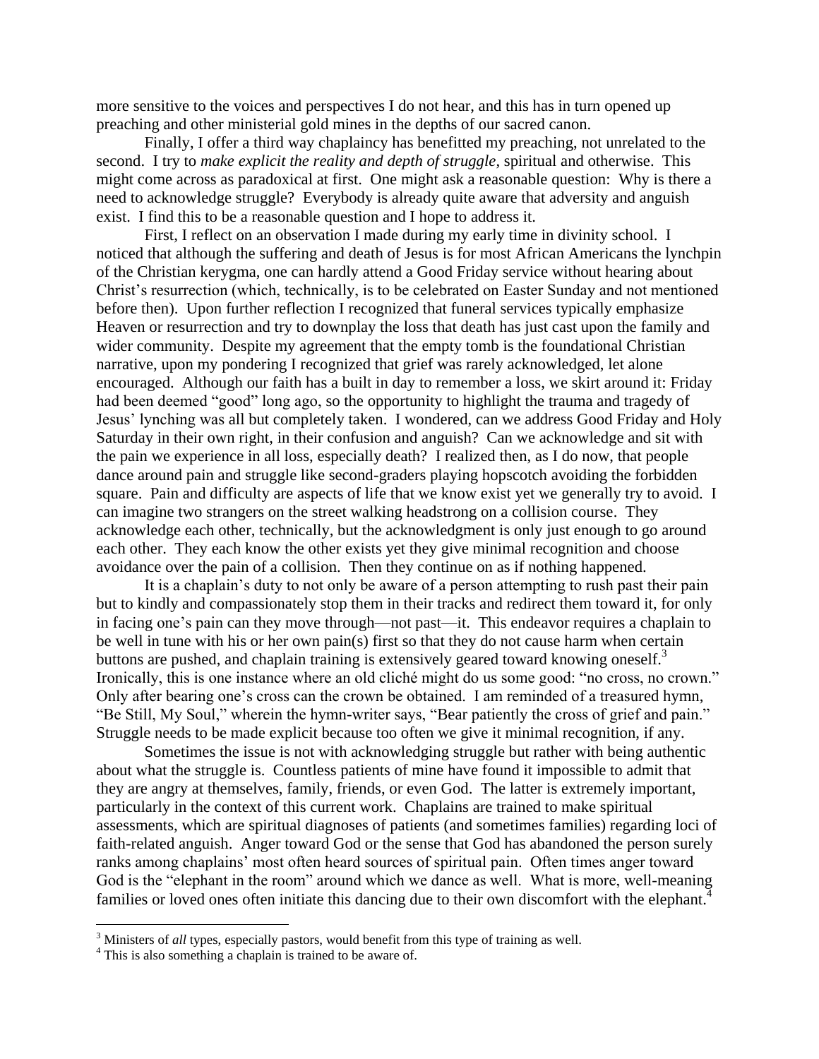more sensitive to the voices and perspectives I do not hear, and this has in turn opened up preaching and other ministerial gold mines in the depths of our sacred canon.

Finally, I offer a third way chaplaincy has benefitted my preaching, not unrelated to the second. I try to *make explicit the reality and depth of struggle*, spiritual and otherwise. This might come across as paradoxical at first. One might ask a reasonable question: Why is there a need to acknowledge struggle? Everybody is already quite aware that adversity and anguish exist. I find this to be a reasonable question and I hope to address it.

First, I reflect on an observation I made during my early time in divinity school. I noticed that although the suffering and death of Jesus is for most African Americans the lynchpin of the Christian kerygma, one can hardly attend a Good Friday service without hearing about Christ's resurrection (which, technically, is to be celebrated on Easter Sunday and not mentioned before then). Upon further reflection I recognized that funeral services typically emphasize Heaven or resurrection and try to downplay the loss that death has just cast upon the family and wider community. Despite my agreement that the empty tomb is the foundational Christian narrative, upon my pondering I recognized that grief was rarely acknowledged, let alone encouraged. Although our faith has a built in day to remember a loss, we skirt around it: Friday had been deemed "good" long ago, so the opportunity to highlight the trauma and tragedy of Jesus' lynching was all but completely taken. I wondered, can we address Good Friday and Holy Saturday in their own right, in their confusion and anguish? Can we acknowledge and sit with the pain we experience in all loss, especially death? I realized then, as I do now, that people dance around pain and struggle like second-graders playing hopscotch avoiding the forbidden square. Pain and difficulty are aspects of life that we know exist yet we generally try to avoid. I can imagine two strangers on the street walking headstrong on a collision course. They acknowledge each other, technically, but the acknowledgment is only just enough to go around each other. They each know the other exists yet they give minimal recognition and choose avoidance over the pain of a collision. Then they continue on as if nothing happened.

It is a chaplain's duty to not only be aware of a person attempting to rush past their pain but to kindly and compassionately stop them in their tracks and redirect them toward it, for only in facing one's pain can they move through—not past—it. This endeavor requires a chaplain to be well in tune with his or her own pain(s) first so that they do not cause harm when certain buttons are pushed, and chaplain training is extensively geared toward knowing oneself.[3] Ironically, this is one instance where an old cliché might do us some good: "no cross, no crown." Only after bearing one's cross can the crown be obtained. I am reminded of a treasured hymn, "Be Still, My Soul," wherein the hymn-writer says, "Bear patiently the cross of grief and pain." Struggle needs to be made explicit because too often we give it minimal recognition, if any.

Sometimes the issue is not with acknowledging struggle but rather with being authentic about what the struggle is. Countless patients of mine have found it impossible to admit that they are angry at themselves, family, friends, or even God. The latter is extremely important, particularly in the context of this current work. Chaplains are trained to make spiritual assessments, which are spiritual diagnoses of patients (and sometimes families) regarding loci of faith-related anguish. Anger toward God or the sense that God has abandoned the person surely ranks among chaplains' most often heard sources of spiritual pain. Often times anger toward God is the "elephant in the room" around which we dance as well. What is more, well-meaning families or loved ones often initiate this dancing due to their own discomfort with the elephant.[4]

---

[3] Ministers of *all* types, especially pastors, would benefit from this type of training as well.

[4] This is also something a chaplain is trained to be aware of.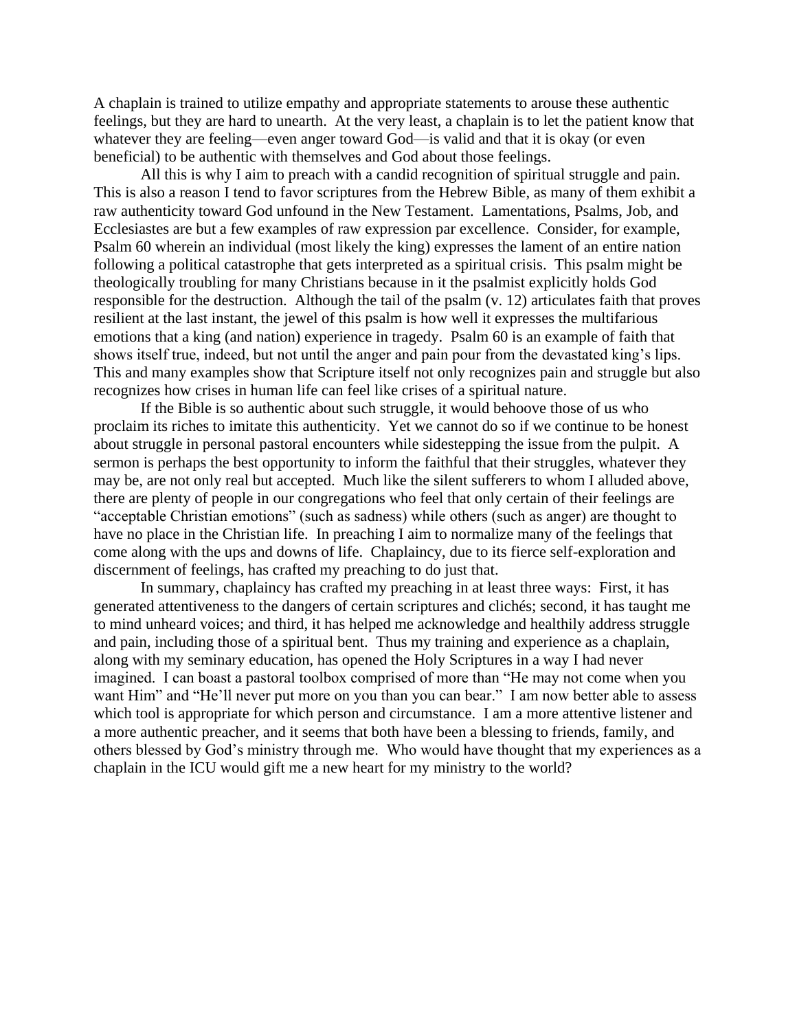A chaplain is trained to utilize empathy and appropriate statements to arouse these authentic feelings, but they are hard to unearth. At the very least, a chaplain is to let the patient know that whatever they are feeling—even anger toward God—is valid and that it is okay (or even beneficial) to be authentic with themselves and God about those feelings.

All this is why I aim to preach with a candid recognition of spiritual struggle and pain. This is also a reason I tend to favor scriptures from the Hebrew Bible, as many of them exhibit a raw authenticity toward God unfound in the New Testament. Lamentations, Psalms, Job, and Ecclesiastes are but a few examples of raw expression par excellence. Consider, for example, Psalm 60 wherein an individual (most likely the king) expresses the lament of an entire nation following a political catastrophe that gets interpreted as a spiritual crisis. This psalm might be theologically troubling for many Christians because in it the psalmist explicitly holds God responsible for the destruction. Although the tail of the psalm (v. 12) articulates faith that proves resilient at the last instant, the jewel of this psalm is how well it expresses the multifarious emotions that a king (and nation) experience in tragedy. Psalm 60 is an example of faith that shows itself true, indeed, but not until the anger and pain pour from the devastated king's lips. This and many examples show that Scripture itself not only recognizes pain and struggle but also recognizes how crises in human life can feel like crises of a spiritual nature.

If the Bible is so authentic about such struggle, it would behoove those of us who proclaim its riches to imitate this authenticity. Yet we cannot do so if we continue to be honest about struggle in personal pastoral encounters while sidestepping the issue from the pulpit. A sermon is perhaps the best opportunity to inform the faithful that their struggles, whatever they may be, are not only real but accepted. Much like the silent sufferers to whom I alluded above, there are plenty of people in our congregations who feel that only certain of their feelings are "acceptable Christian emotions" (such as sadness) while others (such as anger) are thought to have no place in the Christian life. In preaching I aim to normalize many of the feelings that come along with the ups and downs of life. Chaplaincy, due to its fierce self-exploration and discernment of feelings, has crafted my preaching to do just that.

In summary, chaplaincy has crafted my preaching in at least three ways: First, it has generated attentiveness to the dangers of certain scriptures and clichés; second, it has taught me to mind unheard voices; and third, it has helped me acknowledge and healthily address struggle and pain, including those of a spiritual bent. Thus my training and experience as a chaplain, along with my seminary education, has opened the Holy Scriptures in a way I had never imagined. I can boast a pastoral toolbox comprised of more than "He may not come when you want Him" and "He'll never put more on you than you can bear." I am now better able to assess which tool is appropriate for which person and circumstance. I am a more attentive listener and a more authentic preacher, and it seems that both have been a blessing to friends, family, and others blessed by God's ministry through me. Who would have thought that my experiences as a chaplain in the ICU would gift me a new heart for my ministry to the world?